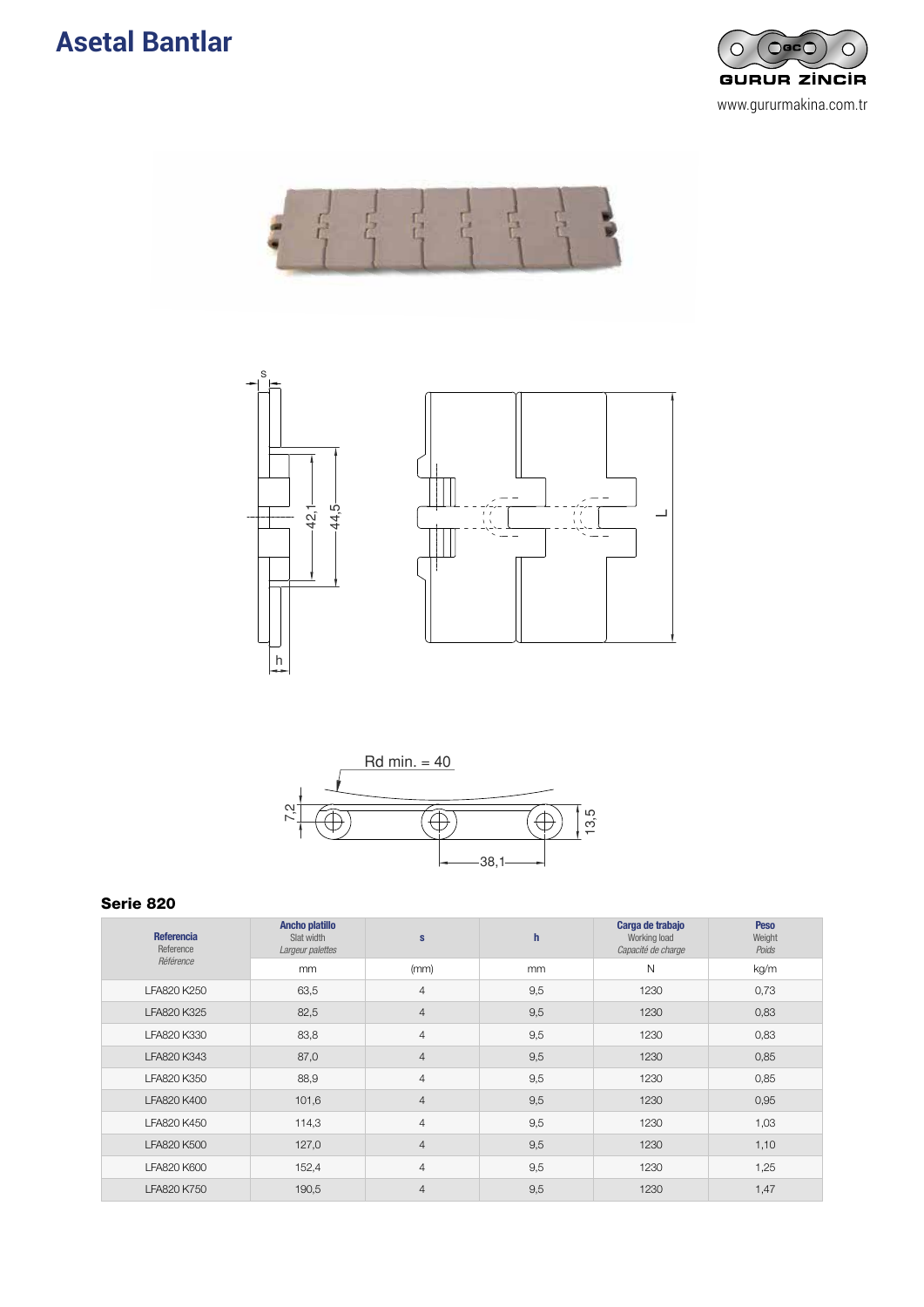# Asetal Bantlar

GURUR ZİNCİR

www.gururmakina.com.tr

s

42,1

44,5

h

L

Rd min. = 40

7,2

13,5

38,1

### Serie 820

| Referencia<br>Reference<br>*Référence* | Ancho platillo<br>Slat width<br>*Largeur palettes* | s | h | Carga de trabajo<br>Working load<br>*Capacité de charge* | Peso<br>Weight<br>*Poids* |
|---|---|---|---|---|---|
| | mm | (mm) | mm | N | kg/m |
| LFA820 K250 | 63,5 | 4 | 9,5 | 1230 | 0,73 |
| LFA820 K325 | 82,5 | 4 | 9,5 | 1230 | 0,83 |
| LFA820 K330 | 83,8 | 4 | 9,5 | 1230 | 0,83 |
| LFA820 K343 | 87,0 | 4 | 9,5 | 1230 | 0,85 |
| LFA820 K350 | 88,9 | 4 | 9,5 | 1230 | 0,85 |
| LFA820 K400 | 101,6 | 4 | 9,5 | 1230 | 0,95 |
| LFA820 K450 | 114,3 | 4 | 9,5 | 1230 | 1,03 |
| LFA820 K500 | 127,0 | 4 | 9,5 | 1230 | 1,10 |
| LFA820 K600 | 152,4 | 4 | 9,5 | 1230 | 1,25 |
| LFA820 K750 | 190,5 | 4 | 9,5 | 1230 | 1,47 |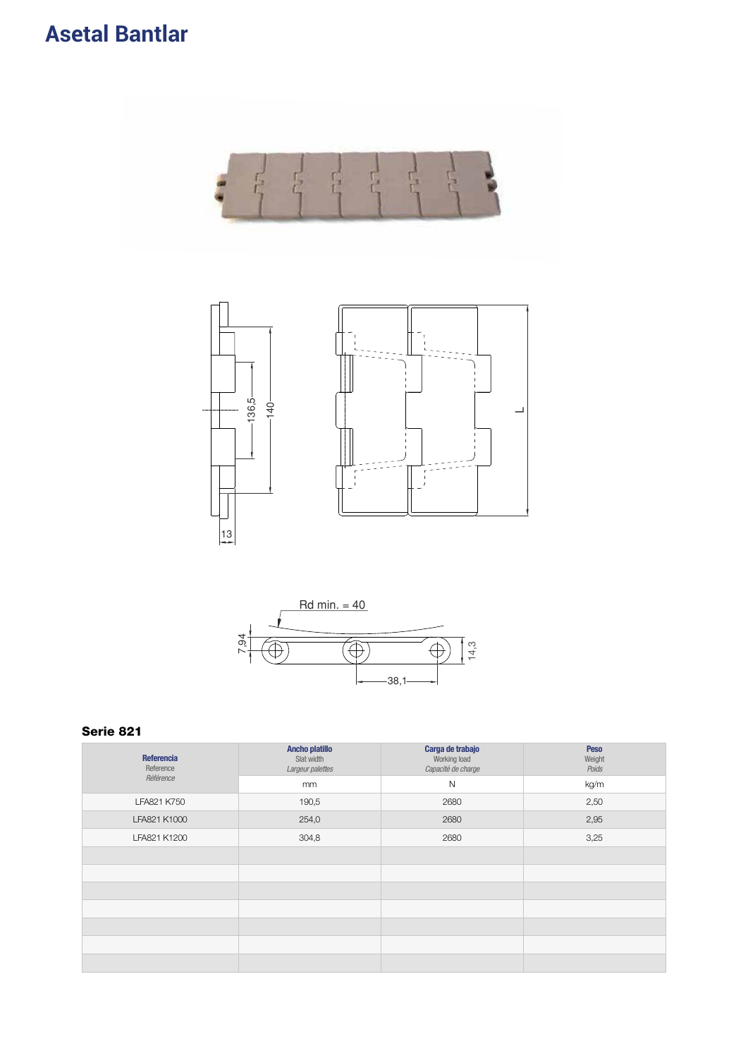# Asetal Bantlar

### Serie 821

| Referencia<br>Reference<br>*Référence* | Ancho platillo<br>Slat width<br>*Largeur palettes* | Carga de trabajo<br>Working load<br>*Capacité de charge* | Peso<br>Weight<br>*Poids* |
|---|---|---|---|
| | mm | N | kg/m |
| LFA821 K750 | 190,5 | 2680 | 2,50 |
| LFA821 K1000 | 254,0 | 2680 | 2,95 |
| LFA821 K1200 | 304,8 | 2680 | 3,25 |
| | | | |
| | | | |
| | | | |
| | | | |
| | | | |
| | | | |
| | | | |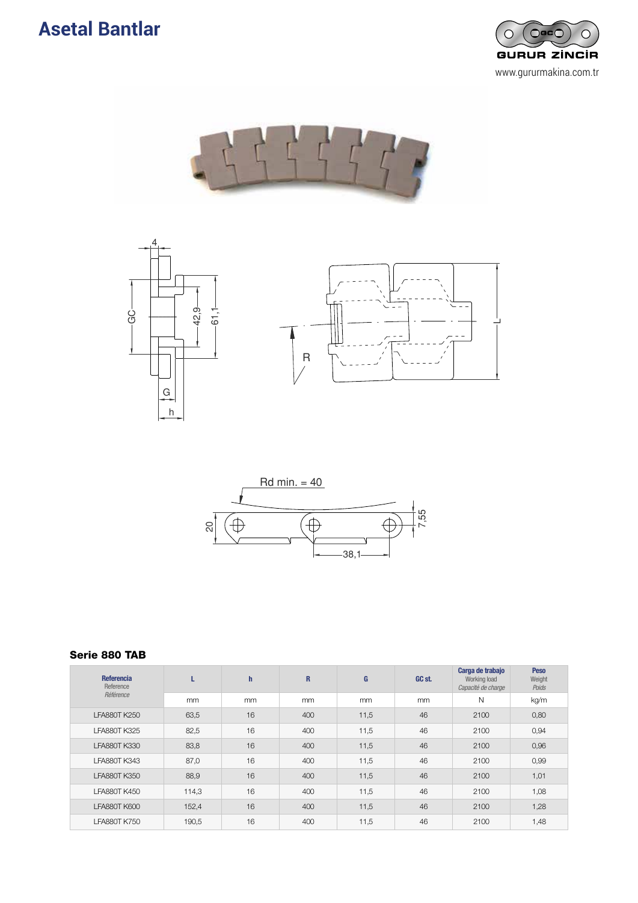# Asetal Bantlar

### Serie 880 TAB

| Referencia *Reference* *Référence* | L | h | R | G | GC st. | Carga de trabajo *Working load* *Capacité de charge* | Peso *Weight* *Poids* |
|---|---|---|---|---|---|---|---|
| | mm | mm | mm | mm | mm | N | kg/m |
| LFA880T K250 | 63,5 | 16 | 400 | 11,5 | 46 | 2100 | 0,80 |
| LFA880T K325 | 82,5 | 16 | 400 | 11,5 | 46 | 2100 | 0,94 |
| LFA880T K330 | 83,8 | 16 | 400 | 11,5 | 46 | 2100 | 0,96 |
| LFA880T K343 | 87,0 | 16 | 400 | 11,5 | 46 | 2100 | 0,99 |
| LFA880T K350 | 88,9 | 16 | 400 | 11,5 | 46 | 2100 | 1,01 |
| LFA880T K450 | 114,3 | 16 | 400 | 11,5 | 46 | 2100 | 1,08 |
| LFA880T K600 | 152,4 | 16 | 400 | 11,5 | 46 | 2100 | 1,28 |
| LFA880T K750 | 190,5 | 16 | 400 | 11,5 | 46 | 2100 | 1,48 |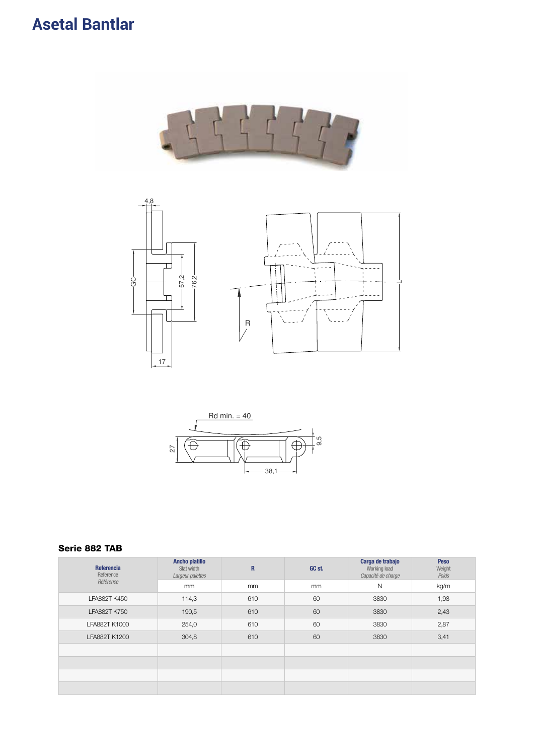# Asetal Bantlar

### Serie 882 TAB

| Referencia<br>Reference<br>*Référence* | Ancho platillo<br>Slat width<br>*Largeur palettes* | R | GC st. | Carga de trabajo<br>Working load<br>*Capacité de charge* | Peso<br>Weight<br>*Poids* |
|---|---|---|---|---|---|
| | mm | mm | mm | N | kg/m |
| LFA882T K450 | 114,3 | 610 | 60 | 3830 | 1,98 |
| LFA882T K750 | 190,5 | 610 | 60 | 3830 | 2,43 |
| LFA882T K1000 | 254,0 | 610 | 60 | 3830 | 2,87 |
| LFA882T K1200 | 304,8 | 610 | 60 | 3830 | 3,41 |
| | | | | | |
| | | | | | |
| | | | | | |
| | | | | | |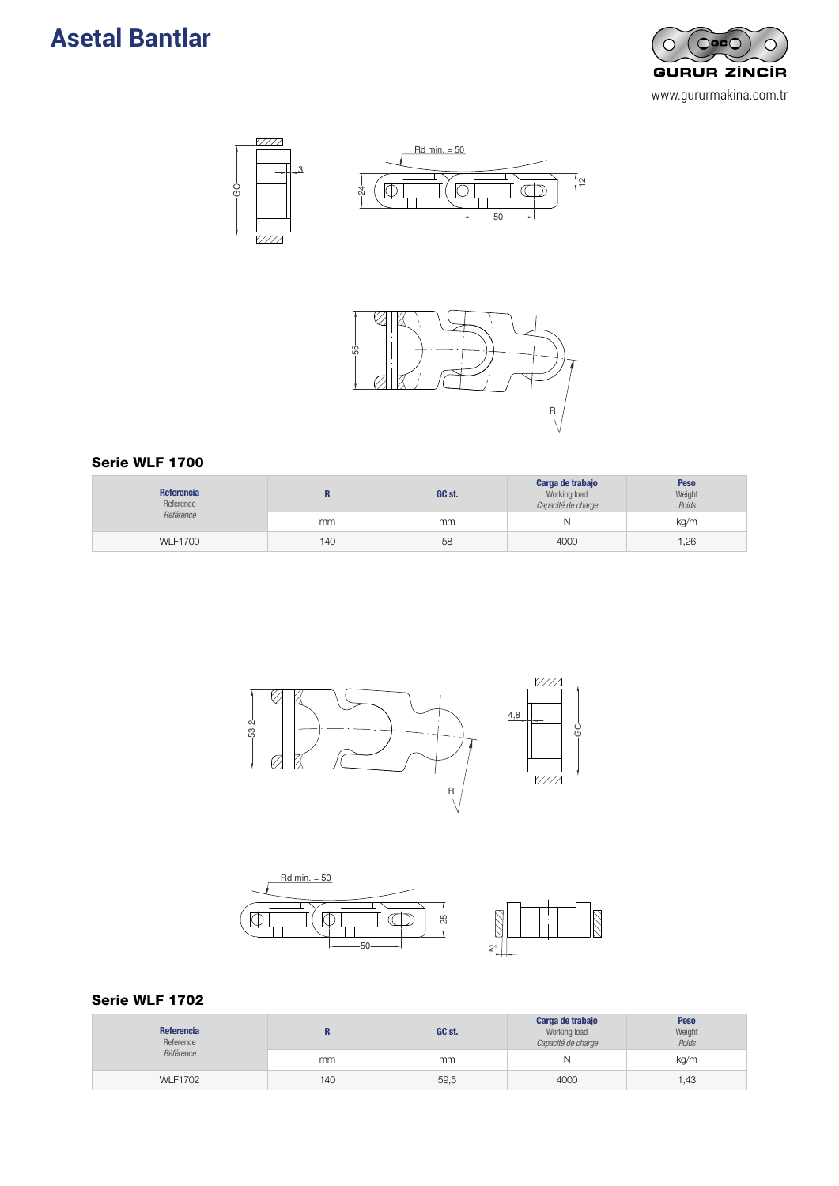# Asetal Bantlar

GURUR ZİNCİR

www.gururmakina.com.tr

### Serie WLF 1700

| Referencia<br>Reference<br>*Référence* | R | GC st. | Carga de trabajo<br>Working load<br>*Capacité de charge* | Peso<br>Weight<br>*Poids* |
|---|---|---|---|---|
| | mm | mm | N | kg/m |
| WLF1700 | 140 | 58 | 4000 | 1,26 |

### Serie WLF 1702

| Referencia<br>Reference<br>*Référence* | R | GC st. | Carga de trabajo<br>Working load<br>*Capacité de charge* | Peso<br>Weight<br>*Poids* |
|---|---|---|---|---|
| | mm | mm | N | kg/m |
| WLF1702 | 140 | 59,5 | 4000 | 1,43 |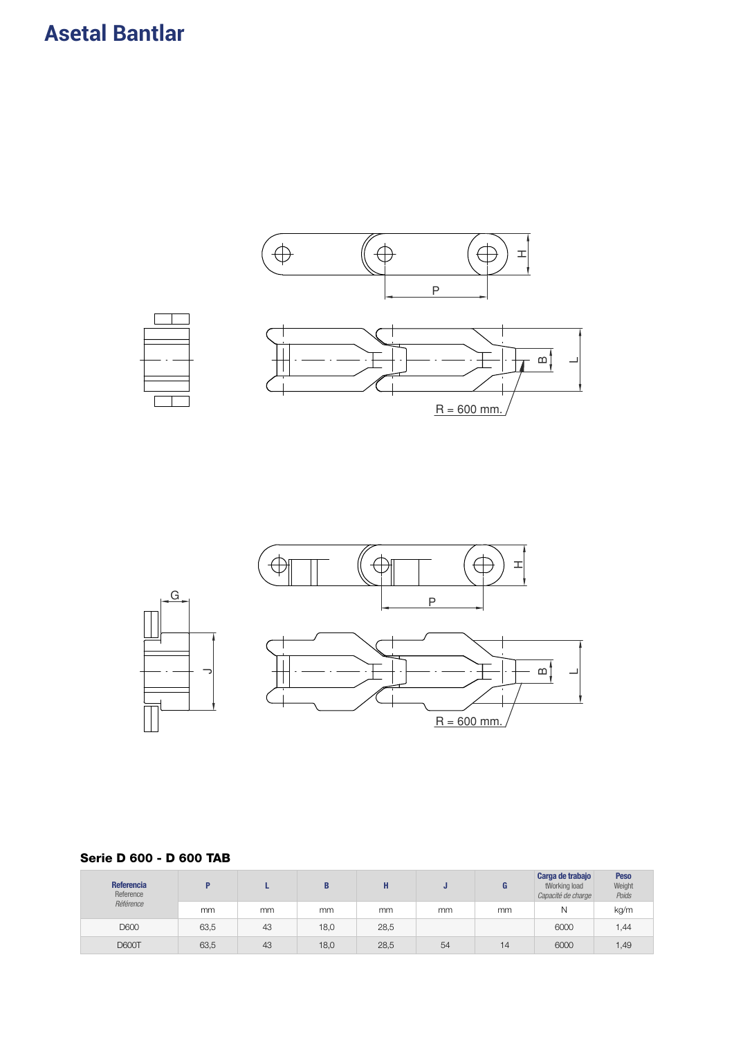# Asetal Bantlar

### Serie D 600 - D 600 TAB

| **Referencia** Reference *Référence* | **P** | **L** | **B** | **H** | **J** | **G** | **Carga de trabajo** tWorking load *Capacité de charge* | **Peso** Weight *Poids* |
|---|---|---|---|---|---|---|---|---|
| | mm | mm | mm | mm | mm | mm | N | kg/m |
| D600 | 63,5 | 43 | 18,0 | 28,5 | | | 6000 | 1,44 |
| D600T | 63,5 | 43 | 18,0 | 28,5 | 54 | 14 | 6000 | 1,49 |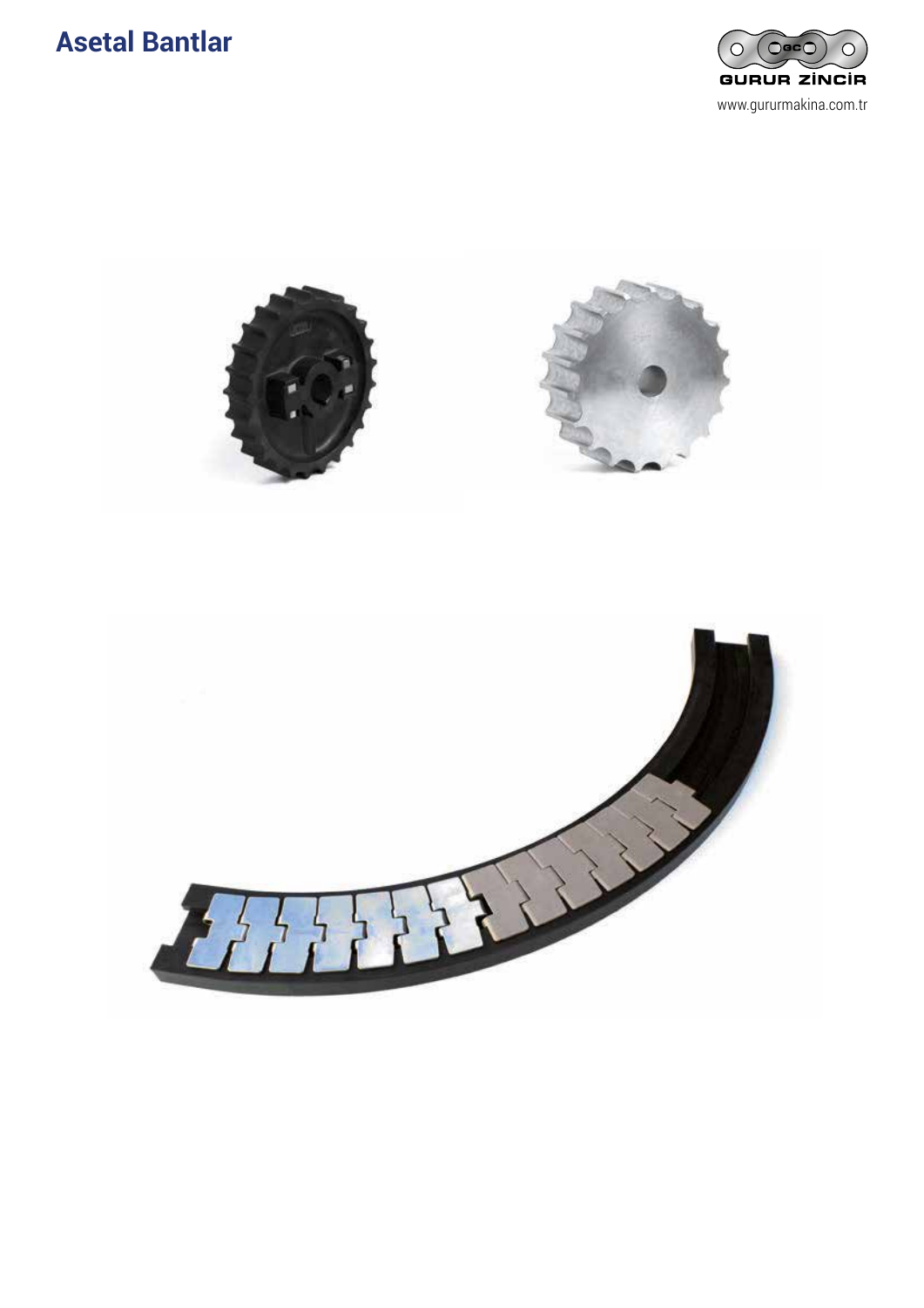# Asetal Bantlar